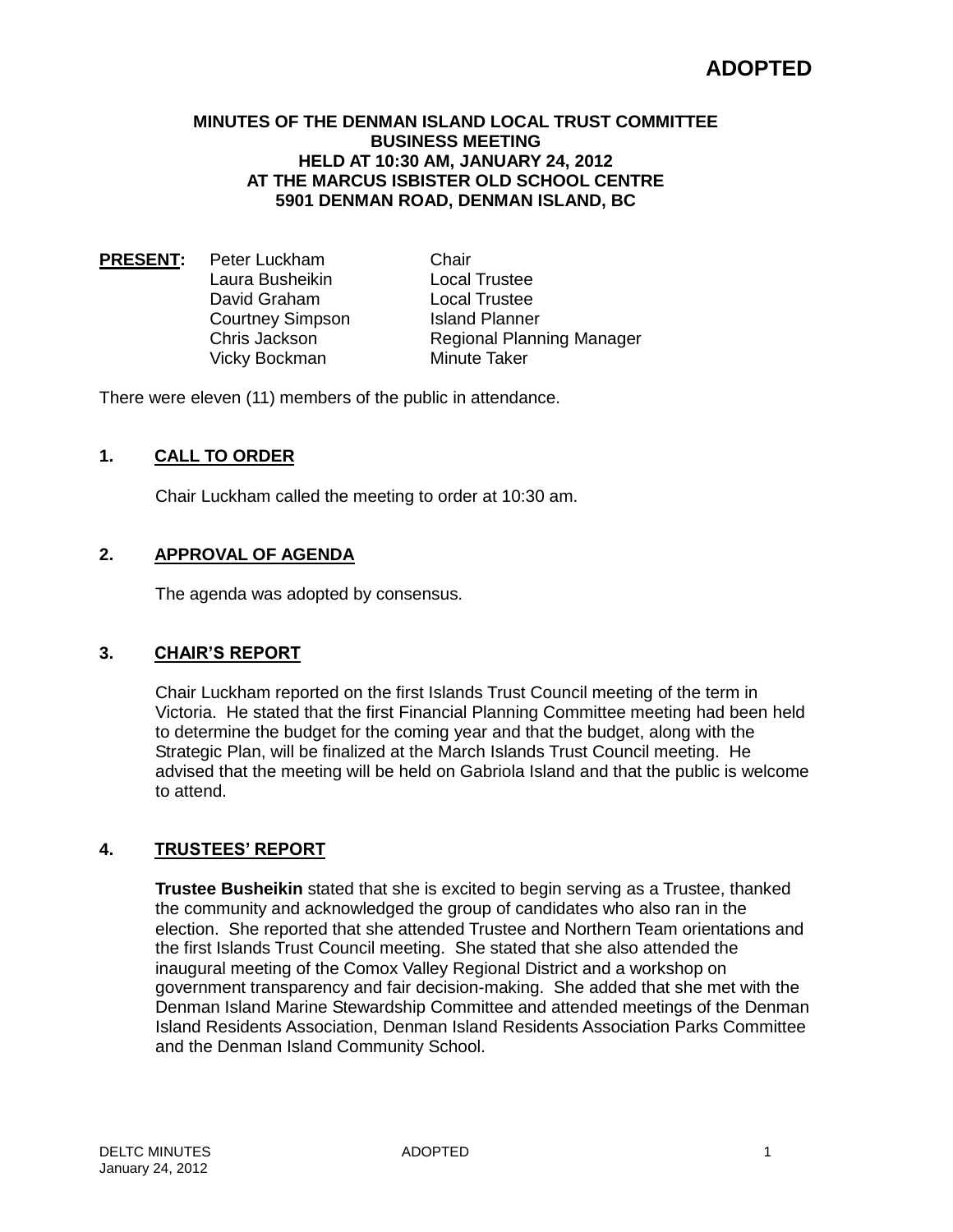**ADOPTED**

**MINUTES OF THE DENMAN ISLAND LOCAL TRUST COMMITTEE**
**BUSINESS MEETING**
**HELD AT 10:30 AM, JANUARY 24, 2012**
**AT THE MARCUS ISBISTER OLD SCHOOL CENTRE**
**5901 DENMAN ROAD, DENMAN ISLAND, BC**

| **PRESENT:** | | |
|---|---|---|
| | Peter Luckham | Chair |
| | Laura Busheikin | Local Trustee |
| | David Graham | Local Trustee |
| | Courtney Simpson | Island Planner |
| | Chris Jackson | Regional Planning Manager |
| | Vicky Bockman | Minute Taker |

There were eleven (11) members of the public in attendance.

## 1. CALL TO ORDER

Chair Luckham called the meeting to order at 10:30 am.

## 2. APPROVAL OF AGENDA

The agenda was adopted by consensus.

## 3. CHAIR'S REPORT

Chair Luckham reported on the first Islands Trust Council meeting of the term in Victoria. He stated that the first Financial Planning Committee meeting had been held to determine the budget for the coming year and that the budget, along with the Strategic Plan, will be finalized at the March Islands Trust Council meeting. He advised that the meeting will be held on Gabriola Island and that the public is welcome to attend.

## 4. TRUSTEES' REPORT

**Trustee Busheikin** stated that she is excited to begin serving as a Trustee, thanked the community and acknowledged the group of candidates who also ran in the election. She reported that she attended Trustee and Northern Team orientations and the first Islands Trust Council meeting. She stated that she also attended the inaugural meeting of the Comox Valley Regional District and a workshop on government transparency and fair decision-making. She added that she met with the Denman Island Marine Stewardship Committee and attended meetings of the Denman Island Residents Association, Denman Island Residents Association Parks Committee and the Denman Island Community School.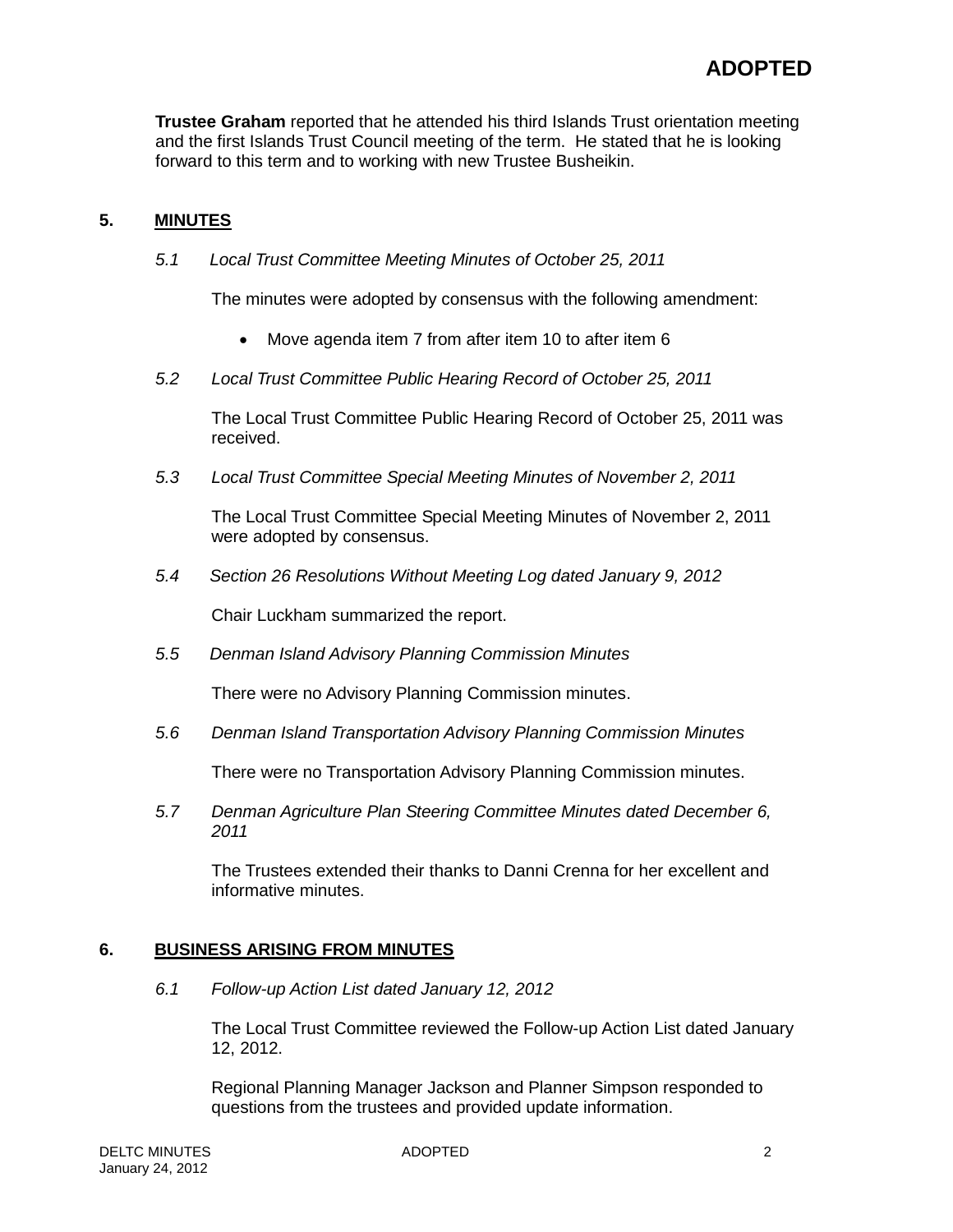**Trustee Graham** reported that he attended his third Islands Trust orientation meeting and the first Islands Trust Council meeting of the term. He stated that he is looking forward to this term and to working with new Trustee Busheikin.

## 5. MINUTES

*5.1 Local Trust Committee Meeting Minutes of October 25, 2011*

The minutes were adopted by consensus with the following amendment:

- Move agenda item 7 from after item 10 to after item 6

*5.2 Local Trust Committee Public Hearing Record of October 25, 2011*

The Local Trust Committee Public Hearing Record of October 25, 2011 was received.

*5.3 Local Trust Committee Special Meeting Minutes of November 2, 2011*

The Local Trust Committee Special Meeting Minutes of November 2, 2011 were adopted by consensus.

*5.4 Section 26 Resolutions Without Meeting Log dated January 9, 2012*

Chair Luckham summarized the report.

*5.5 Denman Island Advisory Planning Commission Minutes*

There were no Advisory Planning Commission minutes.

*5.6 Denman Island Transportation Advisory Planning Commission Minutes*

There were no Transportation Advisory Planning Commission minutes.

*5.7 Denman Agriculture Plan Steering Committee Minutes dated December 6, 2011*

The Trustees extended their thanks to Danni Crenna for her excellent and informative minutes.

## 6. BUSINESS ARISING FROM MINUTES

*6.1 Follow-up Action List dated January 12, 2012*

The Local Trust Committee reviewed the Follow-up Action List dated January 12, 2012.

Regional Planning Manager Jackson and Planner Simpson responded to questions from the trustees and provided update information.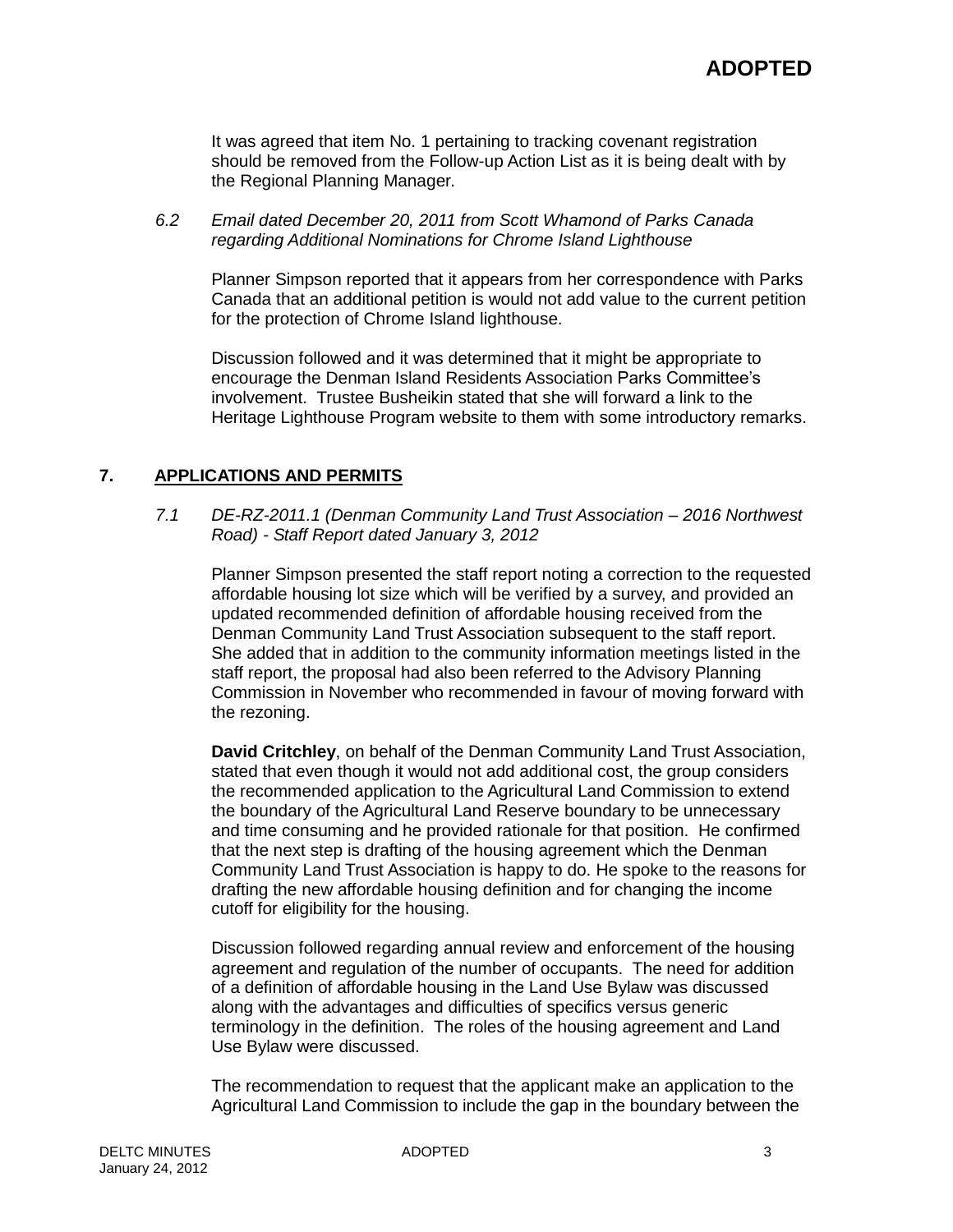It was agreed that item No. 1 pertaining to tracking covenant registration should be removed from the Follow-up Action List as it is being dealt with by the Regional Planning Manager.

*6.2 Email dated December 20, 2011 from Scott Whamond of Parks Canada regarding Additional Nominations for Chrome Island Lighthouse*

Planner Simpson reported that it appears from her correspondence with Parks Canada that an additional petition is would not add value to the current petition for the protection of Chrome Island lighthouse.

Discussion followed and it was determined that it might be appropriate to encourage the Denman Island Residents Association Parks Committee's involvement. Trustee Busheikin stated that she will forward a link to the Heritage Lighthouse Program website to them with some introductory remarks.

## 7. APPLICATIONS AND PERMITS

*7.1 DE-RZ-2011.1 (Denman Community Land Trust Association – 2016 Northwest Road) - Staff Report dated January 3, 2012*

Planner Simpson presented the staff report noting a correction to the requested affordable housing lot size which will be verified by a survey, and provided an updated recommended definition of affordable housing received from the Denman Community Land Trust Association subsequent to the staff report. She added that in addition to the community information meetings listed in the staff report, the proposal had also been referred to the Advisory Planning Commission in November who recommended in favour of moving forward with the rezoning.

**David Critchley**, on behalf of the Denman Community Land Trust Association, stated that even though it would not add additional cost, the group considers the recommended application to the Agricultural Land Commission to extend the boundary of the Agricultural Land Reserve boundary to be unnecessary and time consuming and he provided rationale for that position. He confirmed that the next step is drafting of the housing agreement which the Denman Community Land Trust Association is happy to do. He spoke to the reasons for drafting the new affordable housing definition and for changing the income cutoff for eligibility for the housing.

Discussion followed regarding annual review and enforcement of the housing agreement and regulation of the number of occupants. The need for addition of a definition of affordable housing in the Land Use Bylaw was discussed along with the advantages and difficulties of specifics versus generic terminology in the definition. The roles of the housing agreement and Land Use Bylaw were discussed.

The recommendation to request that the applicant make an application to the Agricultural Land Commission to include the gap in the boundary between the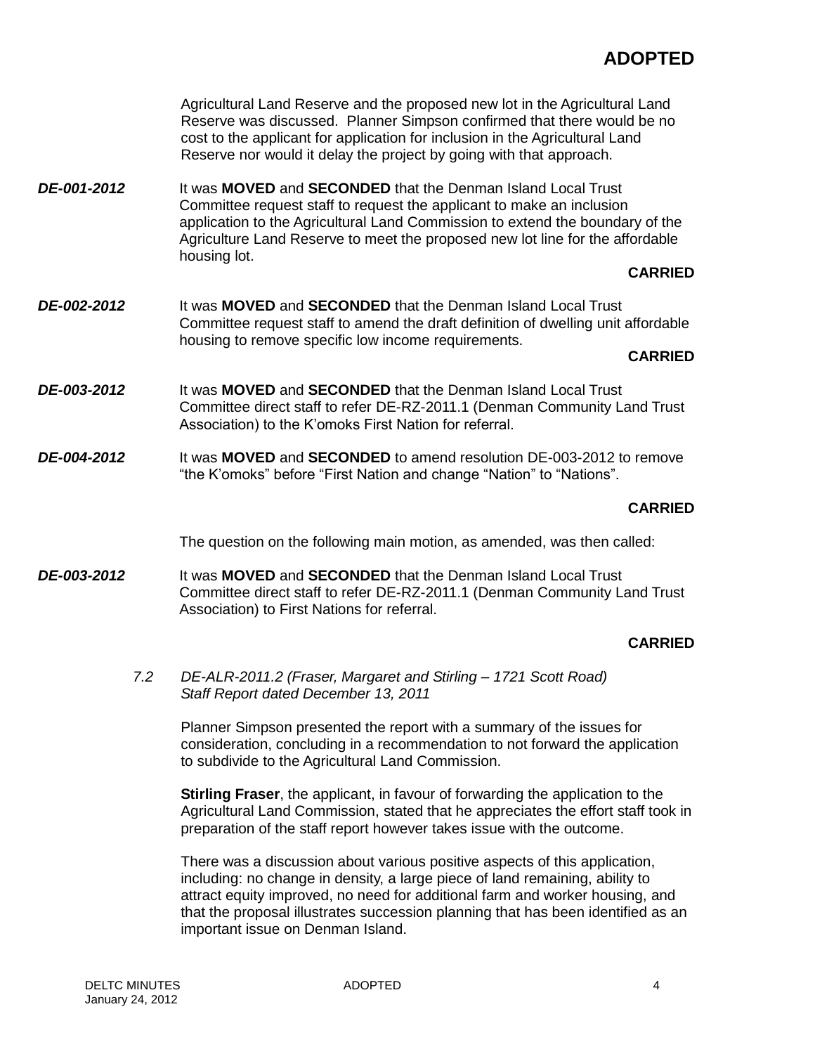**ADOPTED**

Agricultural Land Reserve and the proposed new lot in the Agricultural Land Reserve was discussed. Planner Simpson confirmed that there would be no cost to the applicant for application for inclusion in the Agricultural Land Reserve nor would it delay the project by going with that approach.

***DE-001-2012*** It was **MOVED** and **SECONDED** that the Denman Island Local Trust Committee request staff to request the applicant to make an inclusion application to the Agricultural Land Commission to extend the boundary of the Agriculture Land Reserve to meet the proposed new lot line for the affordable housing lot.

**CARRIED**

***DE-002-2012*** It was **MOVED** and **SECONDED** that the Denman Island Local Trust Committee request staff to amend the draft definition of dwelling unit affordable housing to remove specific low income requirements.

**CARRIED**

***DE-003-2012*** It was **MOVED** and **SECONDED** that the Denman Island Local Trust Committee direct staff to refer DE-RZ-2011.1 (Denman Community Land Trust Association) to the K'omoks First Nation for referral.

***DE-004-2012*** It was **MOVED** and **SECONDED** to amend resolution DE-003-2012 to remove "the K'omoks" before "First Nation and change "Nation" to "Nations".

**CARRIED**

The question on the following main motion, as amended, was then called:

***DE-003-2012*** It was **MOVED** and **SECONDED** that the Denman Island Local Trust Committee direct staff to refer DE-RZ-2011.1 (Denman Community Land Trust Association) to First Nations for referral.

**CARRIED**

*7.2 DE-ALR-2011.2 (Fraser, Margaret and Stirling – 1721 Scott Road) Staff Report dated December 13, 2011*

Planner Simpson presented the report with a summary of the issues for consideration, concluding in a recommendation to not forward the application to subdivide to the Agricultural Land Commission.

**Stirling Fraser**, the applicant, in favour of forwarding the application to the Agricultural Land Commission, stated that he appreciates the effort staff took in preparation of the staff report however takes issue with the outcome.

There was a discussion about various positive aspects of this application, including: no change in density, a large piece of land remaining, ability to attract equity improved, no need for additional farm and worker housing, and that the proposal illustrates succession planning that has been identified as an important issue on Denman Island.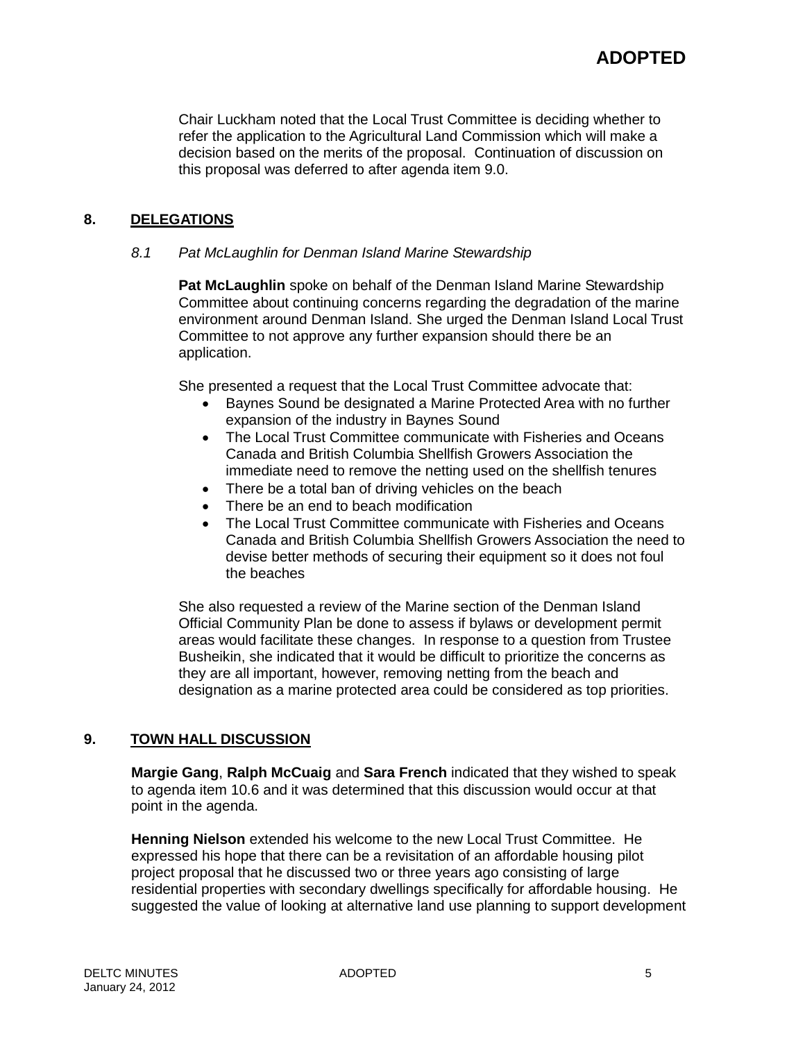**ADOPTED**

Chair Luckham noted that the Local Trust Committee is deciding whether to refer the application to the Agricultural Land Commission which will make a decision based on the merits of the proposal. Continuation of discussion on this proposal was deferred to after agenda item 9.0.

## 8. DELEGATIONS

### *8.1 Pat McLaughlin for Denman Island Marine Stewardship*

**Pat McLaughlin** spoke on behalf of the Denman Island Marine Stewardship Committee about continuing concerns regarding the degradation of the marine environment around Denman Island. She urged the Denman Island Local Trust Committee to not approve any further expansion should there be an application.

She presented a request that the Local Trust Committee advocate that:

- Baynes Sound be designated a Marine Protected Area with no further expansion of the industry in Baynes Sound
- The Local Trust Committee communicate with Fisheries and Oceans Canada and British Columbia Shellfish Growers Association the immediate need to remove the netting used on the shellfish tenures
- There be a total ban of driving vehicles on the beach
- There be an end to beach modification
- The Local Trust Committee communicate with Fisheries and Oceans Canada and British Columbia Shellfish Growers Association the need to devise better methods of securing their equipment so it does not foul the beaches

She also requested a review of the Marine section of the Denman Island Official Community Plan be done to assess if bylaws or development permit areas would facilitate these changes. In response to a question from Trustee Busheikin, she indicated that it would be difficult to prioritize the concerns as they are all important, however, removing netting from the beach and designation as a marine protected area could be considered as top priorities.

## 9. TOWN HALL DISCUSSION

**Margie Gang**, **Ralph McCuaig** and **Sara French** indicated that they wished to speak to agenda item 10.6 and it was determined that this discussion would occur at that point in the agenda.

**Henning Nielson** extended his welcome to the new Local Trust Committee. He expressed his hope that there can be a revisitation of an affordable housing pilot project proposal that he discussed two or three years ago consisting of large residential properties with secondary dwellings specifically for affordable housing. He suggested the value of looking at alternative land use planning to support development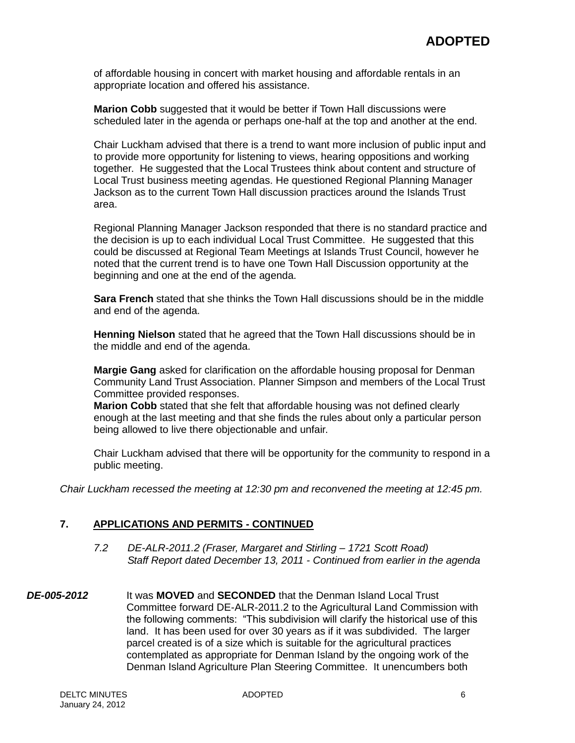of affordable housing in concert with market housing and affordable rentals in an appropriate location and offered his assistance.

**Marion Cobb** suggested that it would be better if Town Hall discussions were scheduled later in the agenda or perhaps one-half at the top and another at the end.

Chair Luckham advised that there is a trend to want more inclusion of public input and to provide more opportunity for listening to views, hearing oppositions and working together. He suggested that the Local Trustees think about content and structure of Local Trust business meeting agendas. He questioned Regional Planning Manager Jackson as to the current Town Hall discussion practices around the Islands Trust area.

Regional Planning Manager Jackson responded that there is no standard practice and the decision is up to each individual Local Trust Committee. He suggested that this could be discussed at Regional Team Meetings at Islands Trust Council, however he noted that the current trend is to have one Town Hall Discussion opportunity at the beginning and one at the end of the agenda.

**Sara French** stated that she thinks the Town Hall discussions should be in the middle and end of the agenda.

**Henning Nielson** stated that he agreed that the Town Hall discussions should be in the middle and end of the agenda.

**Margie Gang** asked for clarification on the affordable housing proposal for Denman Community Land Trust Association. Planner Simpson and members of the Local Trust Committee provided responses.
**Marion Cobb** stated that she felt that affordable housing was not defined clearly enough at the last meeting and that she finds the rules about only a particular person being allowed to live there objectionable and unfair.

Chair Luckham advised that there will be opportunity for the community to respond in a public meeting.

*Chair Luckham recessed the meeting at 12:30 pm and reconvened the meeting at 12:45 pm.*

## 7. APPLICATIONS AND PERMITS - CONTINUED

*7.2 DE-ALR-2011.2 (Fraser, Margaret and Stirling – 1721 Scott Road)*
*Staff Report dated December 13, 2011 - Continued from earlier in the agenda*

***DE-005-2012*** It was **MOVED** and **SECONDED** that the Denman Island Local Trust Committee forward DE-ALR-2011.2 to the Agricultural Land Commission with the following comments: "This subdivision will clarify the historical use of this land. It has been used for over 30 years as if it was subdivided. The larger parcel created is of a size which is suitable for the agricultural practices contemplated as appropriate for Denman Island by the ongoing work of the Denman Island Agriculture Plan Steering Committee. It unencumbers both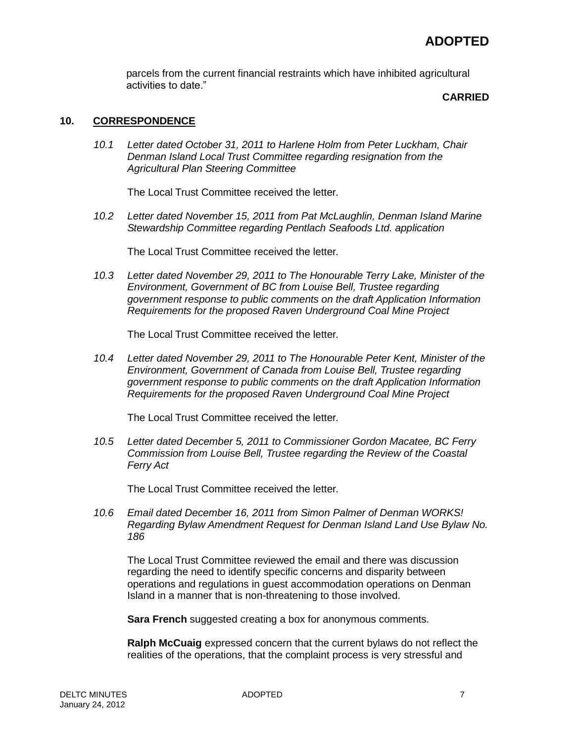parcels from the current financial restraints which have inhibited agricultural activities to date."

**CARRIED**

## 10. CORRESPONDENCE

*10.1 Letter dated October 31, 2011 to Harlene Holm from Peter Luckham, Chair Denman Island Local Trust Committee regarding resignation from the Agricultural Plan Steering Committee*

The Local Trust Committee received the letter.

*10.2 Letter dated November 15, 2011 from Pat McLaughlin, Denman Island Marine Stewardship Committee regarding Pentlach Seafoods Ltd. application*

The Local Trust Committee received the letter.

*10.3 Letter dated November 29, 2011 to The Honourable Terry Lake, Minister of the Environment, Government of BC from Louise Bell, Trustee regarding government response to public comments on the draft Application Information Requirements for the proposed Raven Underground Coal Mine Project*

The Local Trust Committee received the letter.

*10.4 Letter dated November 29, 2011 to The Honourable Peter Kent, Minister of the Environment, Government of Canada from Louise Bell, Trustee regarding government response to public comments on the draft Application Information Requirements for the proposed Raven Underground Coal Mine Project*

The Local Trust Committee received the letter.

*10.5 Letter dated December 5, 2011 to Commissioner Gordon Macatee, BC Ferry Commission from Louise Bell, Trustee regarding the Review of the Coastal Ferry Act*

The Local Trust Committee received the letter.

*10.6 Email dated December 16, 2011 from Simon Palmer of Denman WORKS! Regarding Bylaw Amendment Request for Denman Island Land Use Bylaw No. 186*

The Local Trust Committee reviewed the email and there was discussion regarding the need to identify specific concerns and disparity between operations and regulations in guest accommodation operations on Denman Island in a manner that is non-threatening to those involved.

**Sara French** suggested creating a box for anonymous comments.

**Ralph McCuaig** expressed concern that the current bylaws do not reflect the realities of the operations, that the complaint process is very stressful and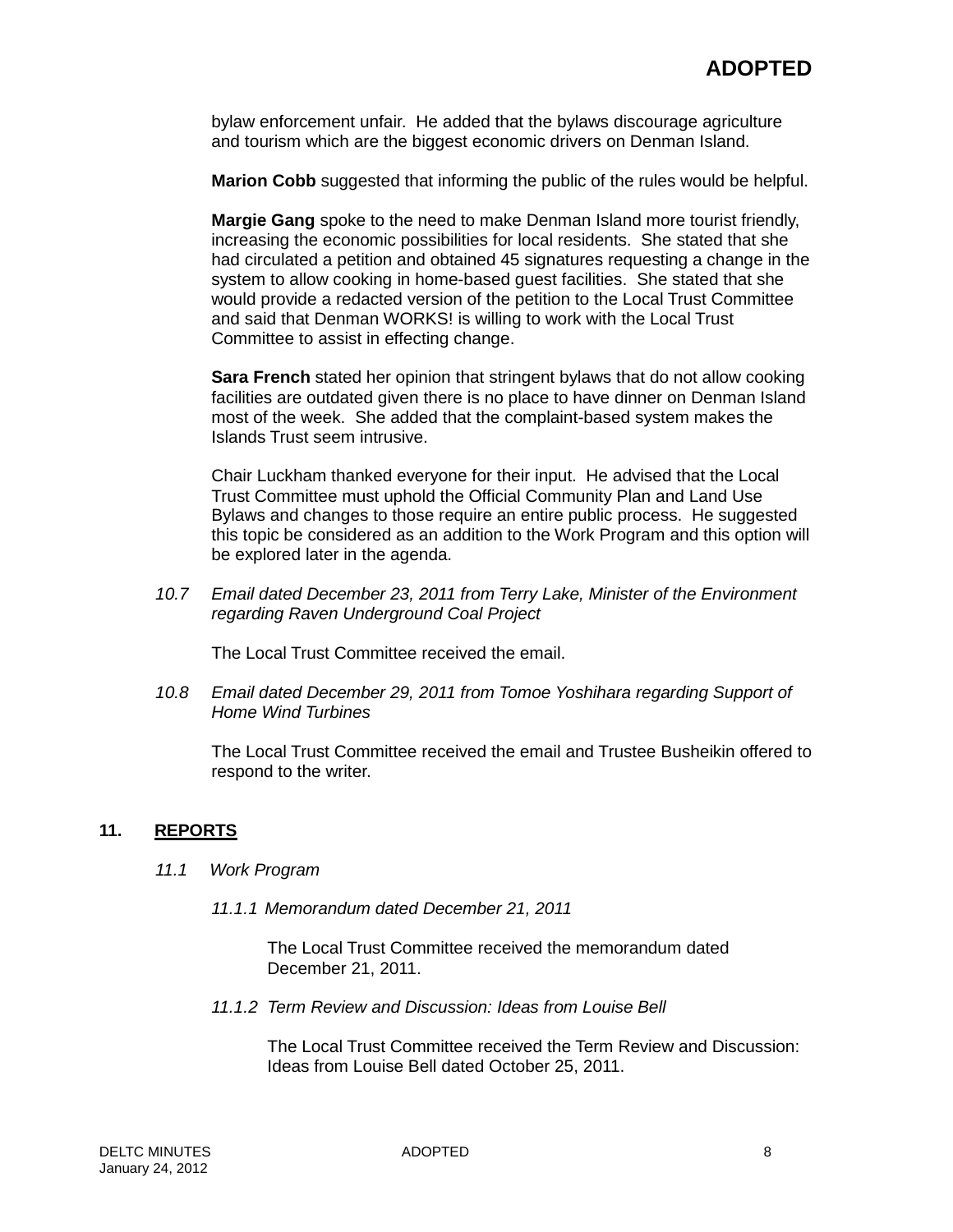bylaw enforcement unfair. He added that the bylaws discourage agriculture and tourism which are the biggest economic drivers on Denman Island.

**Marion Cobb** suggested that informing the public of the rules would be helpful.

**Margie Gang** spoke to the need to make Denman Island more tourist friendly, increasing the economic possibilities for local residents. She stated that she had circulated a petition and obtained 45 signatures requesting a change in the system to allow cooking in home-based guest facilities. She stated that she would provide a redacted version of the petition to the Local Trust Committee and said that Denman WORKS! is willing to work with the Local Trust Committee to assist in effecting change.

**Sara French** stated her opinion that stringent bylaws that do not allow cooking facilities are outdated given there is no place to have dinner on Denman Island most of the week. She added that the complaint-based system makes the Islands Trust seem intrusive.

Chair Luckham thanked everyone for their input. He advised that the Local Trust Committee must uphold the Official Community Plan and Land Use Bylaws and changes to those require an entire public process. He suggested this topic be considered as an addition to the Work Program and this option will be explored later in the agenda.

*10.7 Email dated December 23, 2011 from Terry Lake, Minister of the Environment regarding Raven Underground Coal Project*

The Local Trust Committee received the email.

*10.8 Email dated December 29, 2011 from Tomoe Yoshihara regarding Support of Home Wind Turbines*

The Local Trust Committee received the email and Trustee Busheikin offered to respond to the writer.

## 11. REPORTS

*11.1 Work Program*

*11.1.1 Memorandum dated December 21, 2011*

The Local Trust Committee received the memorandum dated December 21, 2011.

*11.1.2 Term Review and Discussion: Ideas from Louise Bell*

The Local Trust Committee received the Term Review and Discussion: Ideas from Louise Bell dated October 25, 2011.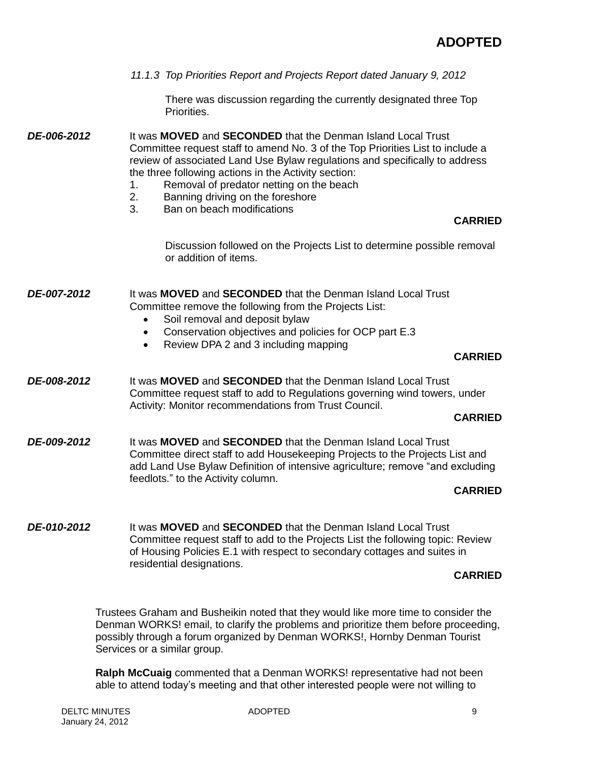**ADOPTED**

*11.1.3 Top Priorities Report and Projects Report dated January 9, 2012*

There was discussion regarding the currently designated three Top Priorities.

***DE-006-2012*** It was **MOVED** and **SECONDED** that the Denman Island Local Trust Committee request staff to amend No. 3 of the Top Priorities List to include a review of associated Land Use Bylaw regulations and specifically to address the three following actions in the Activity section:

1. Removal of predator netting on the beach
2. Banning driving on the foreshore
3. Ban on beach modifications

**CARRIED**

Discussion followed on the Projects List to determine possible removal or addition of items.

***DE-007-2012*** It was **MOVED** and **SECONDED** that the Denman Island Local Trust Committee remove the following from the Projects List:

- Soil removal and deposit bylaw
- Conservation objectives and policies for OCP part E.3
- Review DPA 2 and 3 including mapping

**CARRIED**

***DE-008-2012*** It was **MOVED** and **SECONDED** that the Denman Island Local Trust Committee request staff to add to Regulations governing wind towers, under Activity: Monitor recommendations from Trust Council.

**CARRIED**

***DE-009-2012*** It was **MOVED** and **SECONDED** that the Denman Island Local Trust Committee direct staff to add Housekeeping Projects to the Projects List and add Land Use Bylaw Definition of intensive agriculture; remove "and excluding feedlots." to the Activity column.

**CARRIED**

***DE-010-2012*** It was **MOVED** and **SECONDED** that the Denman Island Local Trust Committee request staff to add to the Projects List the following topic: Review of Housing Policies E.1 with respect to secondary cottages and suites in residential designations.

**CARRIED**

Trustees Graham and Busheikin noted that they would like more time to consider the Denman WORKS! email, to clarify the problems and prioritize them before proceeding, possibly through a forum organized by Denman WORKS!, Hornby Denman Tourist Services or a similar group.

**Ralph McCuaig** commented that a Denman WORKS! representative had not been able to attend today's meeting and that other interested people were not willing to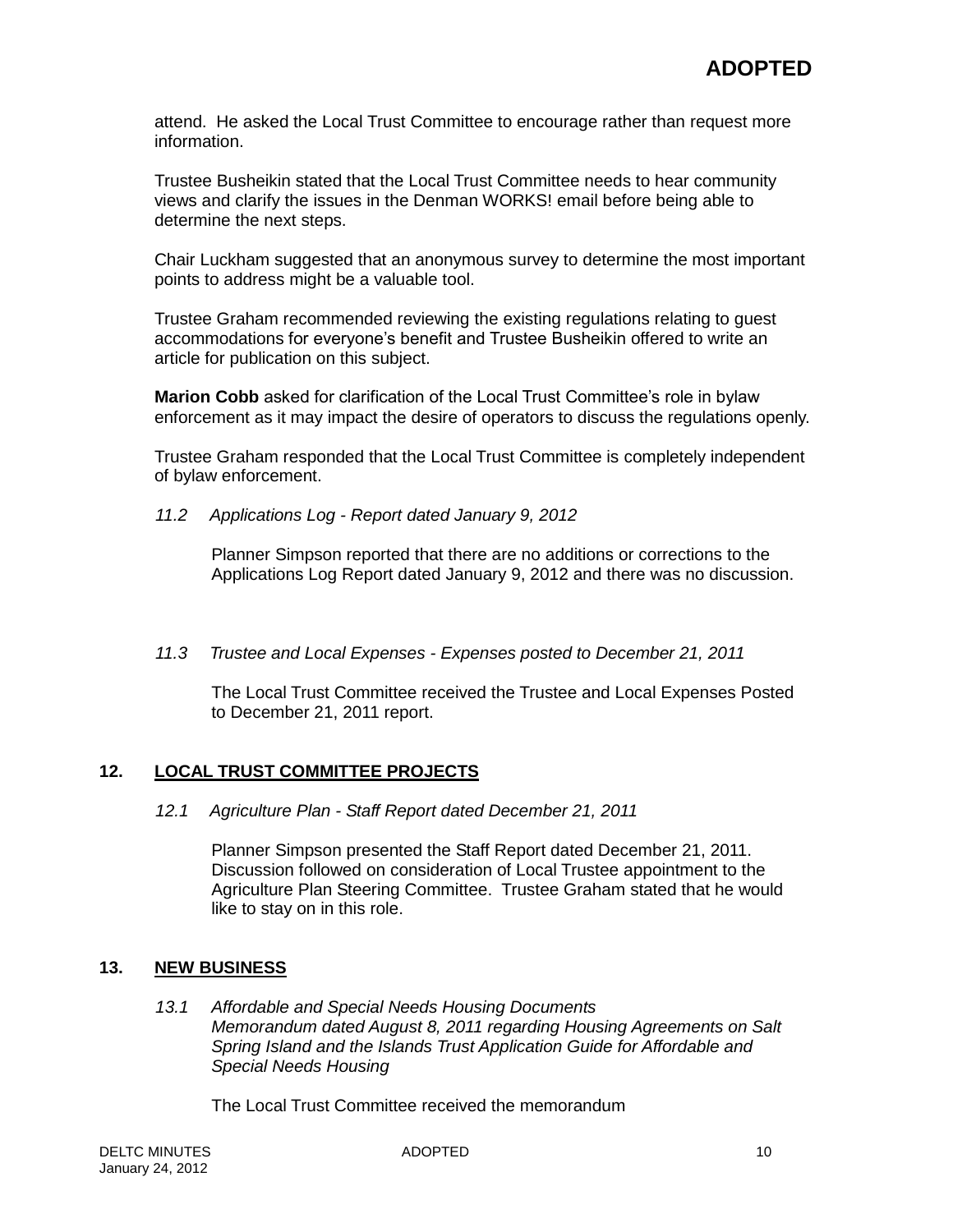attend. He asked the Local Trust Committee to encourage rather than request more information.

Trustee Busheikin stated that the Local Trust Committee needs to hear community views and clarify the issues in the Denman WORKS! email before being able to determine the next steps.

Chair Luckham suggested that an anonymous survey to determine the most important points to address might be a valuable tool.

Trustee Graham recommended reviewing the existing regulations relating to guest accommodations for everyone's benefit and Trustee Busheikin offered to write an article for publication on this subject.

**Marion Cobb** asked for clarification of the Local Trust Committee's role in bylaw enforcement as it may impact the desire of operators to discuss the regulations openly.

Trustee Graham responded that the Local Trust Committee is completely independent of bylaw enforcement.

*11.2 Applications Log - Report dated January 9, 2012*

Planner Simpson reported that there are no additions or corrections to the Applications Log Report dated January 9, 2012 and there was no discussion.

*11.3 Trustee and Local Expenses - Expenses posted to December 21, 2011*

The Local Trust Committee received the Trustee and Local Expenses Posted to December 21, 2011 report.

## 12. LOCAL TRUST COMMITTEE PROJECTS

*12.1 Agriculture Plan - Staff Report dated December 21, 2011*

Planner Simpson presented the Staff Report dated December 21, 2011. Discussion followed on consideration of Local Trustee appointment to the Agriculture Plan Steering Committee. Trustee Graham stated that he would like to stay on in this role.

## 13. NEW BUSINESS

*13.1 Affordable and Special Needs Housing Documents*
*Memorandum dated August 8, 2011 regarding Housing Agreements on Salt Spring Island and the Islands Trust Application Guide for Affordable and Special Needs Housing*

The Local Trust Committee received the memorandum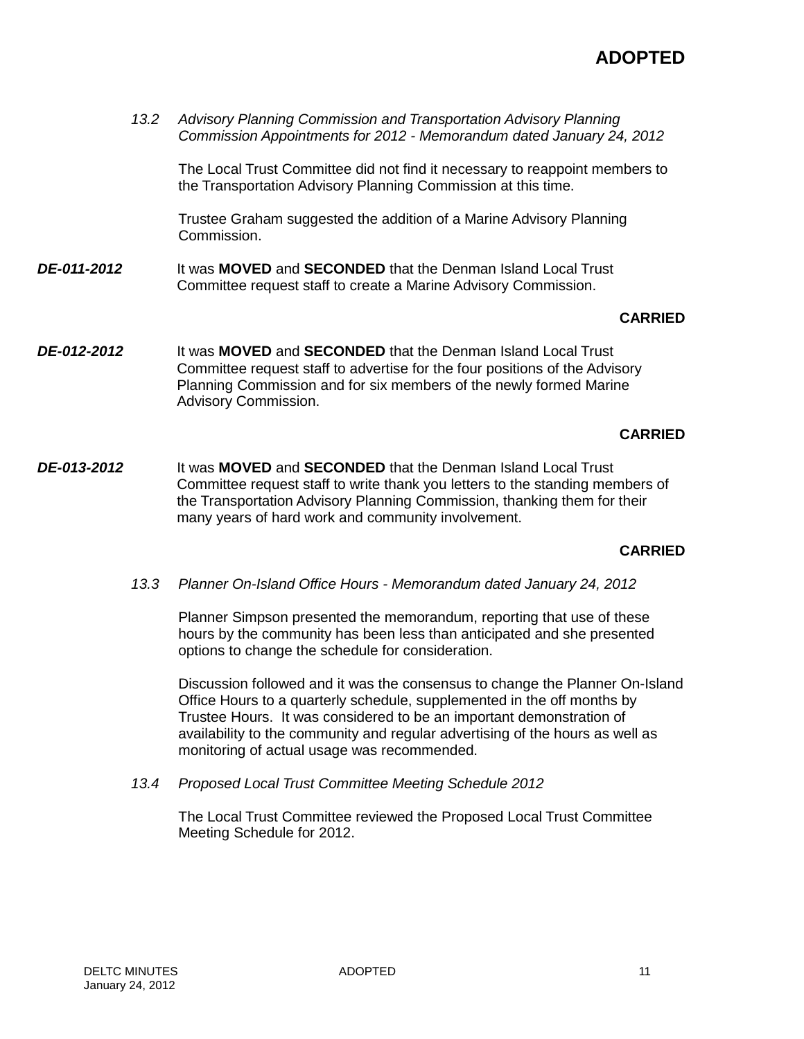**ADOPTED**

*13.2 Advisory Planning Commission and Transportation Advisory Planning Commission Appointments for 2012 - Memorandum dated January 24, 2012*

The Local Trust Committee did not find it necessary to reappoint members to the Transportation Advisory Planning Commission at this time.

Trustee Graham suggested the addition of a Marine Advisory Planning Commission.

***DE-011-2012*** It was **MOVED** and **SECONDED** that the Denman Island Local Trust Committee request staff to create a Marine Advisory Commission.

**CARRIED**

***DE-012-2012*** It was **MOVED** and **SECONDED** that the Denman Island Local Trust Committee request staff to advertise for the four positions of the Advisory Planning Commission and for six members of the newly formed Marine Advisory Commission.

**CARRIED**

***DE-013-2012*** It was **MOVED** and **SECONDED** that the Denman Island Local Trust Committee request staff to write thank you letters to the standing members of the Transportation Advisory Planning Commission, thanking them for their many years of hard work and community involvement.

**CARRIED**

*13.3 Planner On-Island Office Hours - Memorandum dated January 24, 2012*

Planner Simpson presented the memorandum, reporting that use of these hours by the community has been less than anticipated and she presented options to change the schedule for consideration.

Discussion followed and it was the consensus to change the Planner On-Island Office Hours to a quarterly schedule, supplemented in the off months by Trustee Hours. It was considered to be an important demonstration of availability to the community and regular advertising of the hours as well as monitoring of actual usage was recommended.

*13.4 Proposed Local Trust Committee Meeting Schedule 2012*

The Local Trust Committee reviewed the Proposed Local Trust Committee Meeting Schedule for 2012.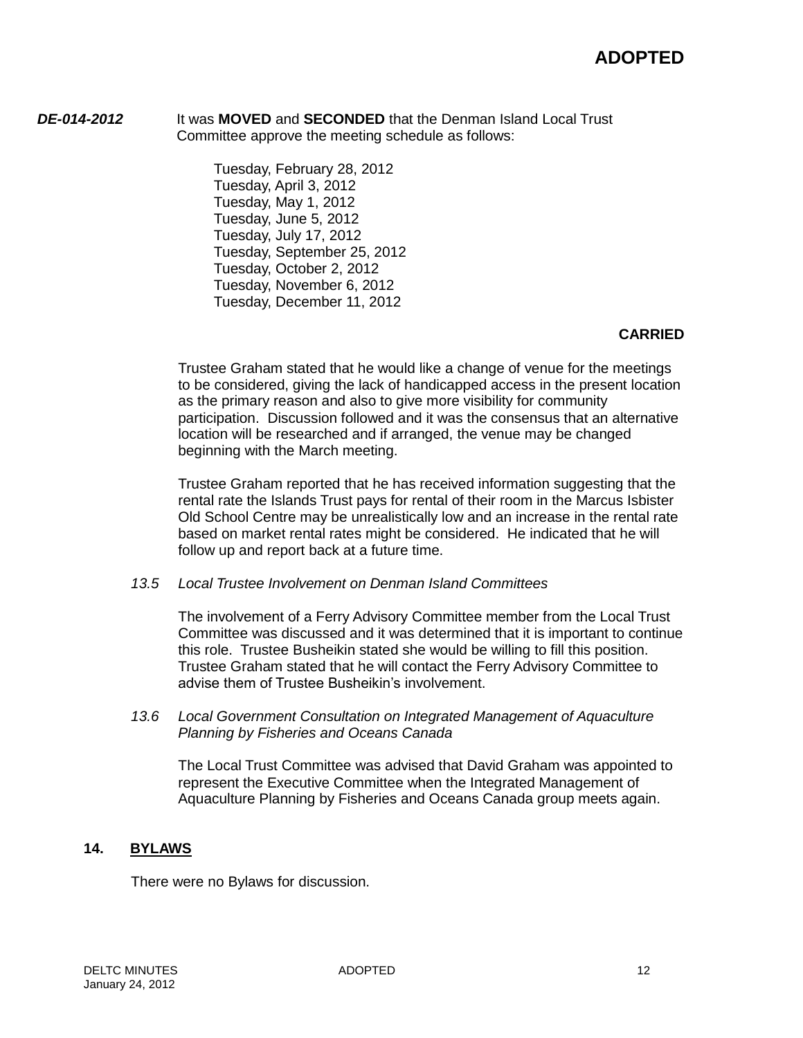**ADOPTED**

***DE-014-2012*** It was **MOVED** and **SECONDED** that the Denman Island Local Trust Committee approve the meeting schedule as follows:

Tuesday, February 28, 2012
Tuesday, April 3, 2012
Tuesday, May 1, 2012
Tuesday, June 5, 2012
Tuesday, July 17, 2012
Tuesday, September 25, 2012
Tuesday, October 2, 2012
Tuesday, November 6, 2012
Tuesday, December 11, 2012

**CARRIED**

Trustee Graham stated that he would like a change of venue for the meetings to be considered, giving the lack of handicapped access in the present location as the primary reason and also to give more visibility for community participation. Discussion followed and it was the consensus that an alternative location will be researched and if arranged, the venue may be changed beginning with the March meeting.

Trustee Graham reported that he has received information suggesting that the rental rate the Islands Trust pays for rental of their room in the Marcus Isbister Old School Centre may be unrealistically low and an increase in the rental rate based on market rental rates might be considered. He indicated that he will follow up and report back at a future time.

*13.5 Local Trustee Involvement on Denman Island Committees*

The involvement of a Ferry Advisory Committee member from the Local Trust Committee was discussed and it was determined that it is important to continue this role. Trustee Busheikin stated she would be willing to fill this position. Trustee Graham stated that he will contact the Ferry Advisory Committee to advise them of Trustee Busheikin's involvement.

*13.6 Local Government Consultation on Integrated Management of Aquaculture Planning by Fisheries and Oceans Canada*

The Local Trust Committee was advised that David Graham was appointed to represent the Executive Committee when the Integrated Management of Aquaculture Planning by Fisheries and Oceans Canada group meets again.

## 14. BYLAWS

There were no Bylaws for discussion.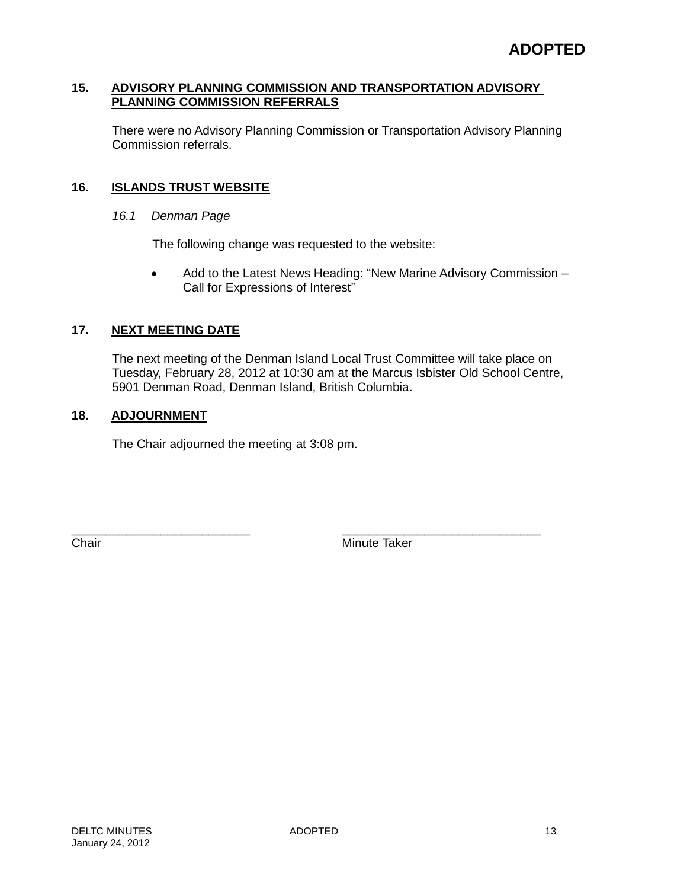**ADOPTED**

## 15. ADVISORY PLANNING COMMISSION AND TRANSPORTATION ADVISORY PLANNING COMMISSION REFERRALS

There were no Advisory Planning Commission or Transportation Advisory Planning Commission referrals.

## 16. ISLANDS TRUST WEBSITE

*16.1 Denman Page*

The following change was requested to the website:

- Add to the Latest News Heading: “New Marine Advisory Commission – Call for Expressions of Interest”

## 17. NEXT MEETING DATE

The next meeting of the Denman Island Local Trust Committee will take place on Tuesday, February 28, 2012 at 10:30 am at the Marcus Isbister Old School Centre, 5901 Denman Road, Denman Island, British Columbia.

## 18. ADJOURNMENT

The Chair adjourned the meeting at 3:08 pm.

__________________________ Chair

_____________________________ Minute Taker